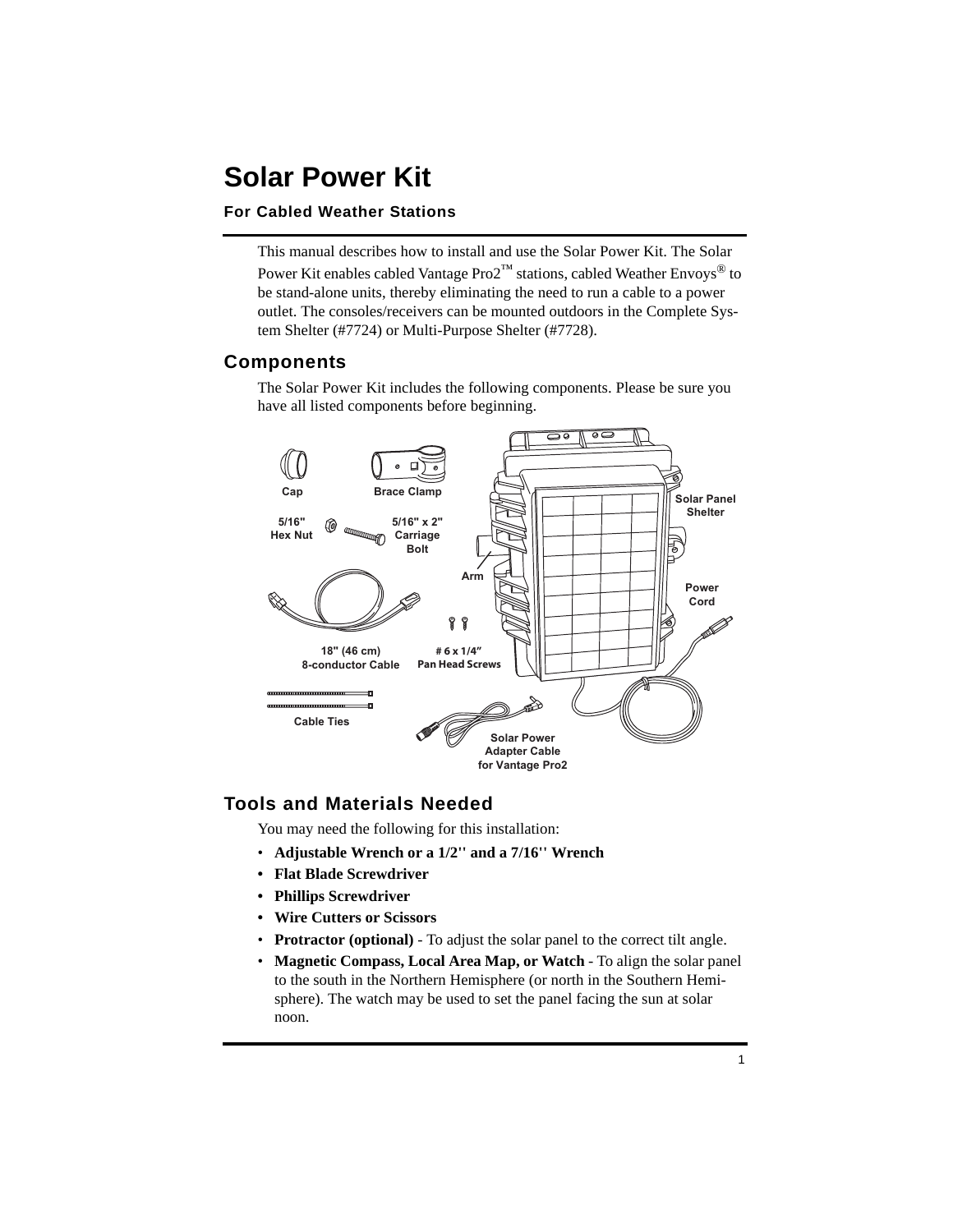# Solar Power Kit

### For Cabled Weather Stations

This manual describes how to install and use the Solar Power Kit. The Solar Power Kit enables cabled Vantage Pro2™ stations, cabled Weather Envoys® to be stand-alone units, thereby eliminating the need to run a cable to a power outlet. The consoles/receivers can be mounted outdoors in the Complete System Shelter (#7724) or Multi-Purpose Shelter (#7728).

## Components

The Solar Power Kit includes the following components. Please be sure you have all listed components before beginning.

Cap
Brace Clamp
5/16" Hex Nut
5/16" x 2" Carriage Bolt
Arm
Solar Panel Shelter
Power Cord
18" (46 cm) 8-conductor Cable
# 6 x 1/4" Pan Head Screws
Cable Ties
Solar Power Adapter Cable for Vantage Pro2

## Tools and Materials Needed

You may need the following for this installation:

- **Adjustable Wrench or a 1/2'' and a 7/16'' Wrench**
- **Flat Blade Screwdriver**
- **Phillips Screwdriver**
- **Wire Cutters or Scissors**
- **Protractor (optional)** - To adjust the solar panel to the correct tilt angle.
- **Magnetic Compass, Local Area Map, or Watch** - To align the solar panel to the south in the Northern Hemisphere (or north in the Southern Hemisphere). The watch may be used to set the panel facing the sun at solar noon.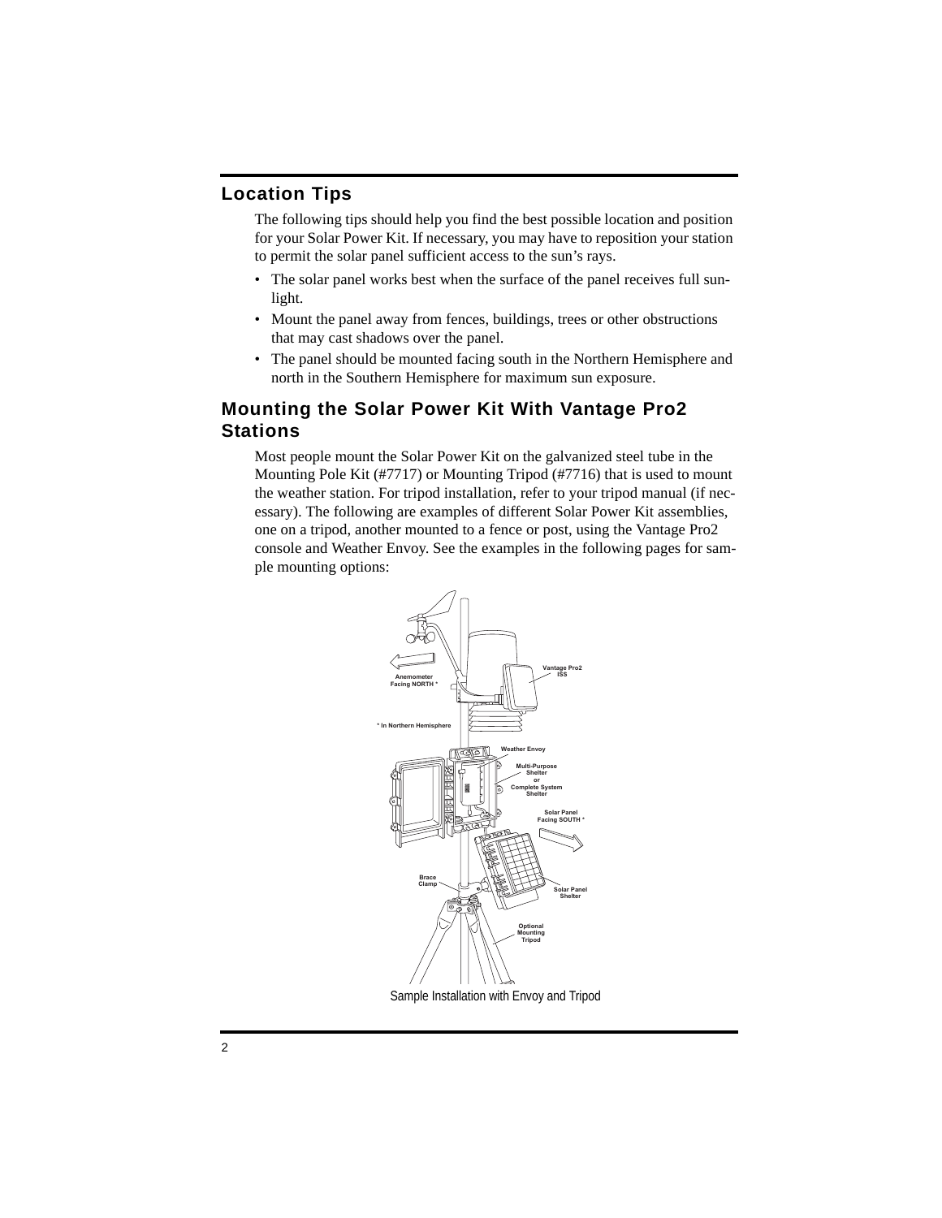## Location Tips

The following tips should help you find the best possible location and position for your Solar Power Kit. If necessary, you may have to reposition your station to permit the solar panel sufficient access to the sun's rays.

- The solar panel works best when the surface of the panel receives full sunlight.
- Mount the panel away from fences, buildings, trees or other obstructions that may cast shadows over the panel.
- The panel should be mounted facing south in the Northern Hemisphere and north in the Southern Hemisphere for maximum sun exposure.

## Mounting the Solar Power Kit With Vantage Pro2 Stations

Most people mount the Solar Power Kit on the galvanized steel tube in the Mounting Pole Kit (#7717) or Mounting Tripod (#7716) that is used to mount the weather station. For tripod installation, refer to your tripod manual (if necessary). The following are examples of different Solar Power Kit assemblies, one on a tripod, another mounted to a fence or post, using the Vantage Pro2 console and Weather Envoy. See the examples in the following pages for sample mounting options:

Sample Installation with Envoy and Tripod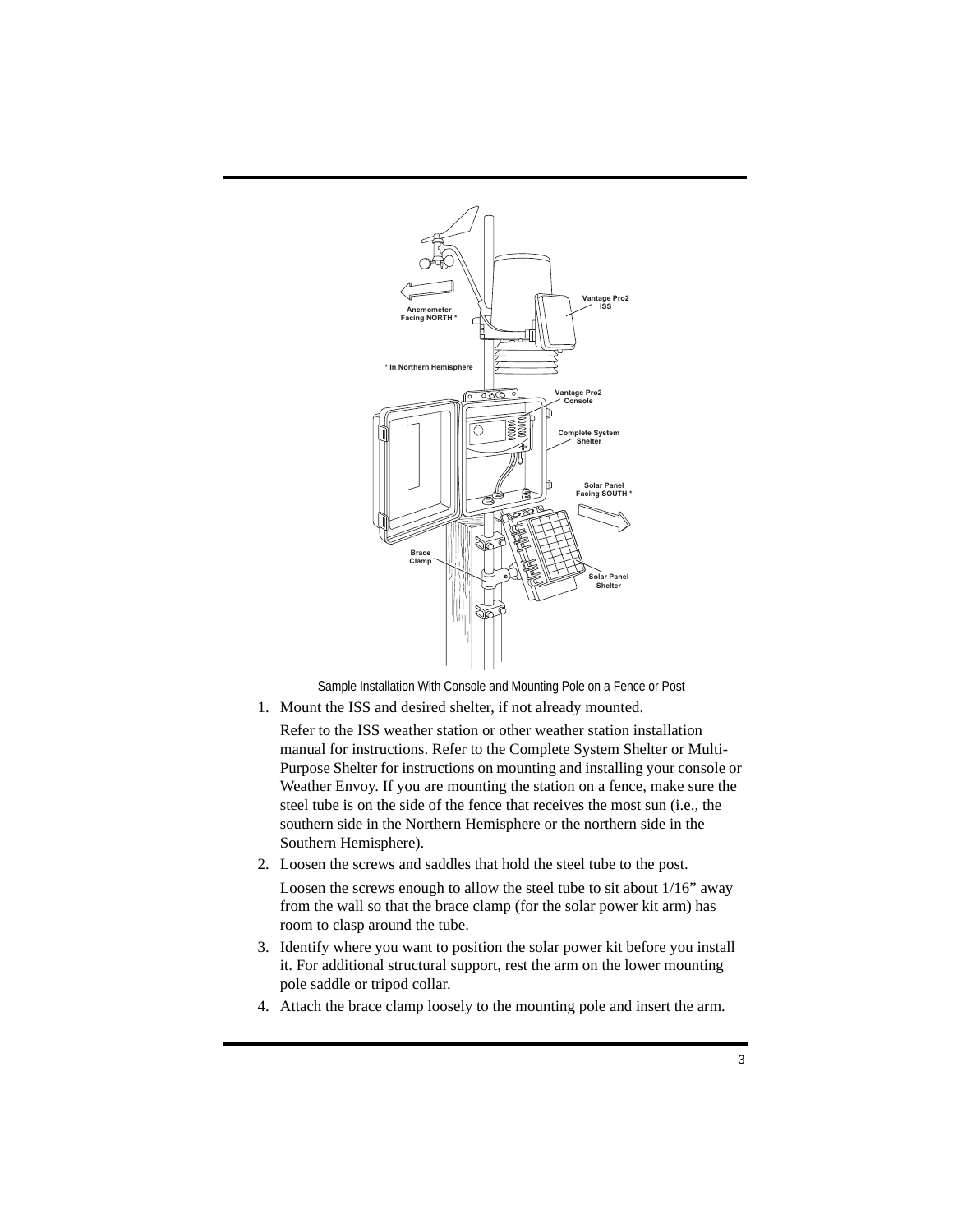Sample Installation With Console and Mounting Pole on a Fence or Post

1. Mount the ISS and desired shelter, if not already mounted.

   Refer to the ISS weather station or other weather station installation manual for instructions. Refer to the Complete System Shelter or Multi-Purpose Shelter for instructions on mounting and installing your console or Weather Envoy. If you are mounting the station on a fence, make sure the steel tube is on the side of the fence that receives the most sun (i.e., the southern side in the Northern Hemisphere or the northern side in the Southern Hemisphere).

2. Loosen the screws and saddles that hold the steel tube to the post.

   Loosen the screws enough to allow the steel tube to sit about 1/16” away from the wall so that the brace clamp (for the solar power kit arm) has room to clasp around the tube.

3. Identify where you want to position the solar power kit before you install it. For additional structural support, rest the arm on the lower mounting pole saddle or tripod collar.

4. Attach the brace clamp loosely to the mounting pole and insert the arm.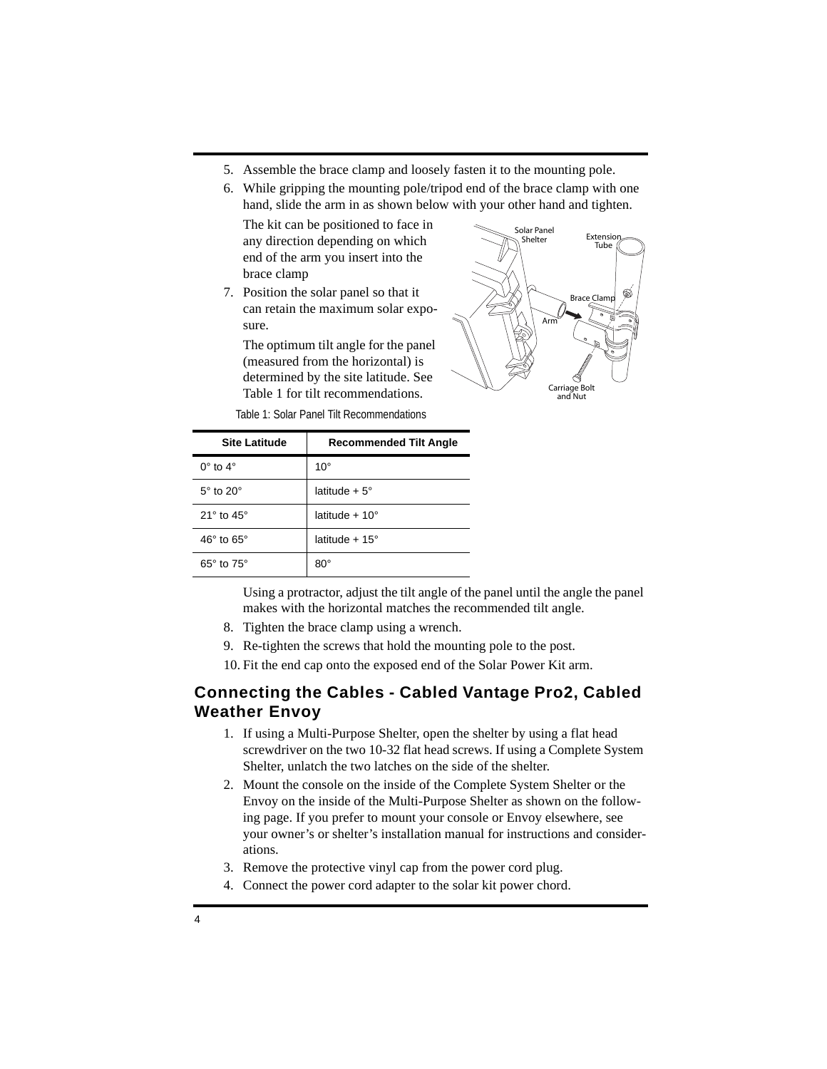5. Assemble the brace clamp and loosely fasten it to the mounting pole.
6. While gripping the mounting pole/tripod end of the brace clamp with one hand, slide the arm in as shown below with your other hand and tighten.

   The kit can be positioned to face in any direction depending on which end of the arm you insert into the brace clamp

7. Position the solar panel so that it can retain the maximum solar exposure.

   The optimum tilt angle for the panel (measured from the horizontal) is determined by the site latitude. See Table 1 for tilt recommendations.

Table 1: Solar Panel Tilt Recommendations

| Site Latitude | Recommended Tilt Angle |
|---|---|
| 0° to 4° | 10° |
| 5° to 20° | latitude + 5° |
| 21° to 45° | latitude + 10° |
| 46° to 65° | latitude + 15° |
| 65° to 75° | 80° |

   Using a protractor, adjust the tilt angle of the panel until the angle the panel makes with the horizontal matches the recommended tilt angle.

8. Tighten the brace clamp using a wrench.
9. Re-tighten the screws that hold the mounting pole to the post.
10. Fit the end cap onto the exposed end of the Solar Power Kit arm.

## Connecting the Cables - Cabled Vantage Pro2, Cabled Weather Envoy

1. If using a Multi-Purpose Shelter, open the shelter by using a flat head screwdriver on the two 10-32 flat head screws. If using a Complete System Shelter, unlatch the two latches on the side of the shelter.
2. Mount the console on the inside of the Complete System Shelter or the Envoy on the inside of the Multi-Purpose Shelter as shown on the following page. If you prefer to mount your console or Envoy elsewhere, see your owner's or shelter's installation manual for instructions and considerations.
3. Remove the protective vinyl cap from the power cord plug.
4. Connect the power cord adapter to the solar kit power chord.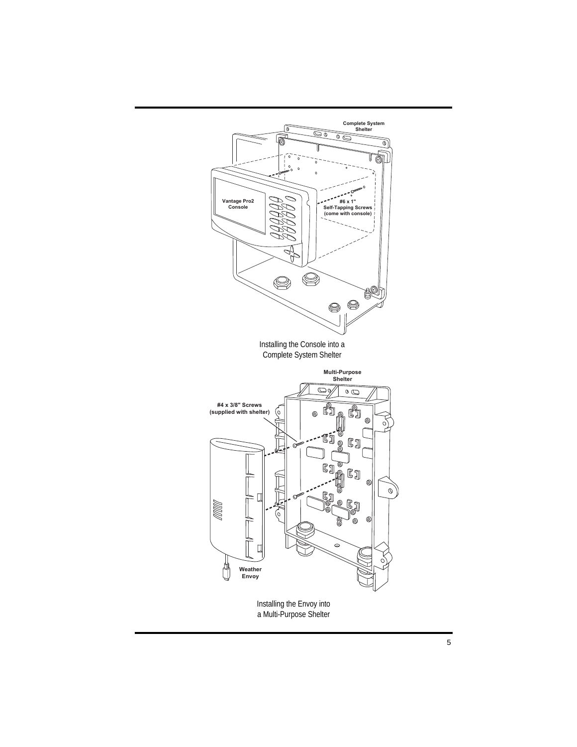Complete System Shelter

Vantage Pro2 Console

#6 x 1" Self-Tapping Screws (come with console)

Installing the Console into a Complete System Shelter

Multi-Purpose Shelter

#4 x 3/8" Screws (supplied with shelter)

Weather Envoy

Installing the Envoy into a Multi-Purpose Shelter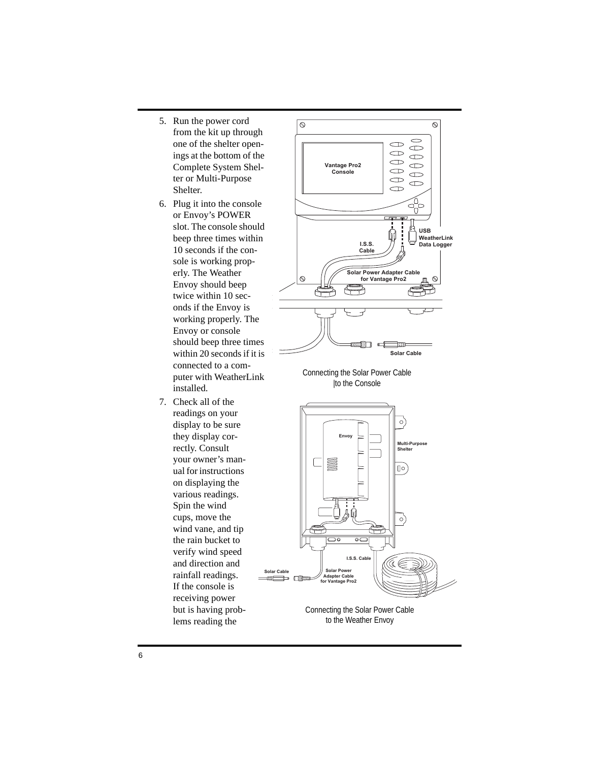5. Run the power cord from the kit up through one of the shelter openings at the bottom of the Complete System Shelter or Multi-Purpose Shelter.
6. Plug it into the console or Envoy's POWER slot. The console should beep three times within 10 seconds if the console is working properly. The Weather Envoy should beep twice within 10 seconds if the Envoy is working properly. The Envoy or console should beep three times within 20 seconds if it is connected to a computer with WeatherLink installed.
7. Check all of the readings on your display to be sure they display correctly. Consult your owner's manual for instructions on displaying the various readings. Spin the wind cups, move the wind vane, and tip the rain bucket to verify wind speed and direction and rainfall readings. If the console is receiving power but is having problems reading the

Connecting the Solar Power Cable to the Console

Connecting the Solar Power Cable to the Weather Envoy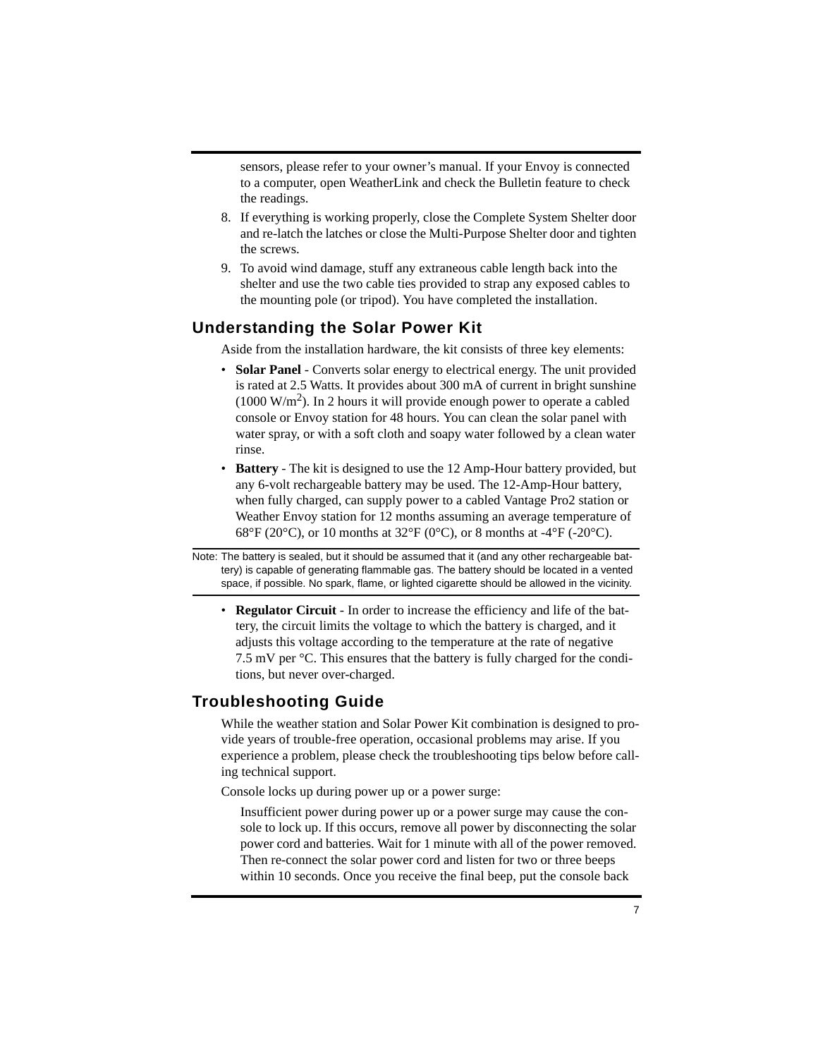sensors, please refer to your owner's manual. If your Envoy is connected to a computer, open WeatherLink and check the Bulletin feature to check the readings.

8. If everything is working properly, close the Complete System Shelter door and re-latch the latches or close the Multi-Purpose Shelter door and tighten the screws.
9. To avoid wind damage, stuff any extraneous cable length back into the shelter and use the two cable ties provided to strap any exposed cables to the mounting pole (or tripod). You have completed the installation.

## Understanding the Solar Power Kit

Aside from the installation hardware, the kit consists of three key elements:

- **Solar Panel** - Converts solar energy to electrical energy. The unit provided is rated at 2.5 Watts. It provides about 300 mA of current in bright sunshine (1000 $W/m^2$). In 2 hours it will provide enough power to operate a cabled console or Envoy station for 48 hours. You can clean the solar panel with water spray, or with a soft cloth and soapy water followed by a clean water rinse.
- **Battery** - The kit is designed to use the 12 Amp-Hour battery provided, but any 6-volt rechargeable battery may be used. The 12-Amp-Hour battery, when fully charged, can supply power to a cabled Vantage Pro2 station or Weather Envoy station for 12 months assuming an average temperature of 68°F (20°C), or 10 months at 32°F (0°C), or 8 months at -4°F (-20°C).

Note: The battery is sealed, but it should be assumed that it (and any other rechargeable battery) is capable of generating flammable gas. The battery should be located in a vented space, if possible. No spark, flame, or lighted cigarette should be allowed in the vicinity.

- **Regulator Circuit** - In order to increase the efficiency and life of the battery, the circuit limits the voltage to which the battery is charged, and it adjusts this voltage according to the temperature at the rate of negative 7.5 mV per °C. This ensures that the battery is fully charged for the conditions, but never over-charged.

## Troubleshooting Guide

While the weather station and Solar Power Kit combination is designed to provide years of trouble-free operation, occasional problems may arise. If you experience a problem, please check the troubleshooting tips below before calling technical support.

Console locks up during power up or a power surge:

Insufficient power during power up or a power surge may cause the console to lock up. If this occurs, remove all power by disconnecting the solar power cord and batteries. Wait for 1 minute with all of the power removed. Then re-connect the solar power cord and listen for two or three beeps within 10 seconds. Once you receive the final beep, put the console back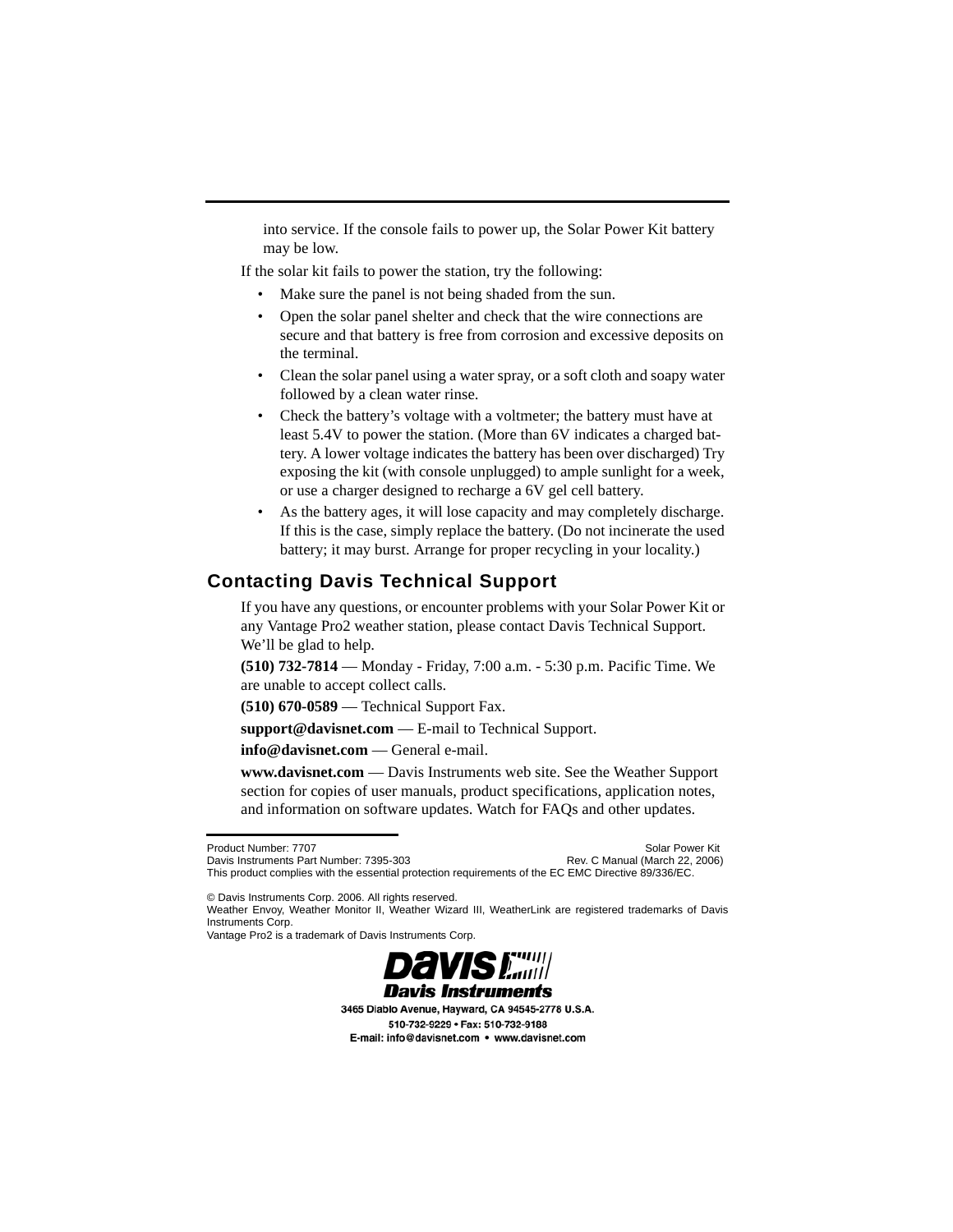into service. If the console fails to power up, the Solar Power Kit battery may be low.

If the solar kit fails to power the station, try the following:

- Make sure the panel is not being shaded from the sun.
- Open the solar panel shelter and check that the wire connections are secure and that battery is free from corrosion and excessive deposits on the terminal.
- Clean the solar panel using a water spray, or a soft cloth and soapy water followed by a clean water rinse.
- Check the battery's voltage with a voltmeter; the battery must have at least 5.4V to power the station. (More than 6V indicates a charged battery. A lower voltage indicates the battery has been over discharged) Try exposing the kit (with console unplugged) to ample sunlight for a week, or use a charger designed to recharge a 6V gel cell battery.
- As the battery ages, it will lose capacity and may completely discharge. If this is the case, simply replace the battery. (Do not incinerate the used battery; it may burst. Arrange for proper recycling in your locality.)

## Contacting Davis Technical Support

If you have any questions, or encounter problems with your Solar Power Kit or any Vantage Pro2 weather station, please contact Davis Technical Support. We'll be glad to help.

**(510) 732-7814** — Monday - Friday, 7:00 a.m. - 5:30 p.m. Pacific Time. We are unable to accept collect calls.

**(510) 670-0589** — Technical Support Fax.

**support@davisnet.com** — E-mail to Technical Support.

**info@davisnet.com** — General e-mail.

**www.davisnet.com** — Davis Instruments web site. See the Weather Support section for copies of user manuals, product specifications, application notes, and information on software updates. Watch for FAQs and other updates.

---

Product Number: 7707 — Solar Power Kit
Davis Instruments Part Number: 7395-303 — Rev. C Manual (March 22, 2006)
This product complies with the essential protection requirements of the EC EMC Directive 89/336/EC.

© Davis Instruments Corp. 2006. All rights reserved.
Weather Envoy, Weather Monitor II, Weather Wizard III, WeatherLink are registered trademarks of Davis Instruments Corp.
Vantage Pro2 is a trademark of Davis Instruments Corp.

**Davis Instruments**
3465 Diablo Avenue, Hayward, CA 94545-2778 U.S.A.
510-732-9229 • Fax: 510-732-9188
E-mail: info@davisnet.com • www.davisnet.com